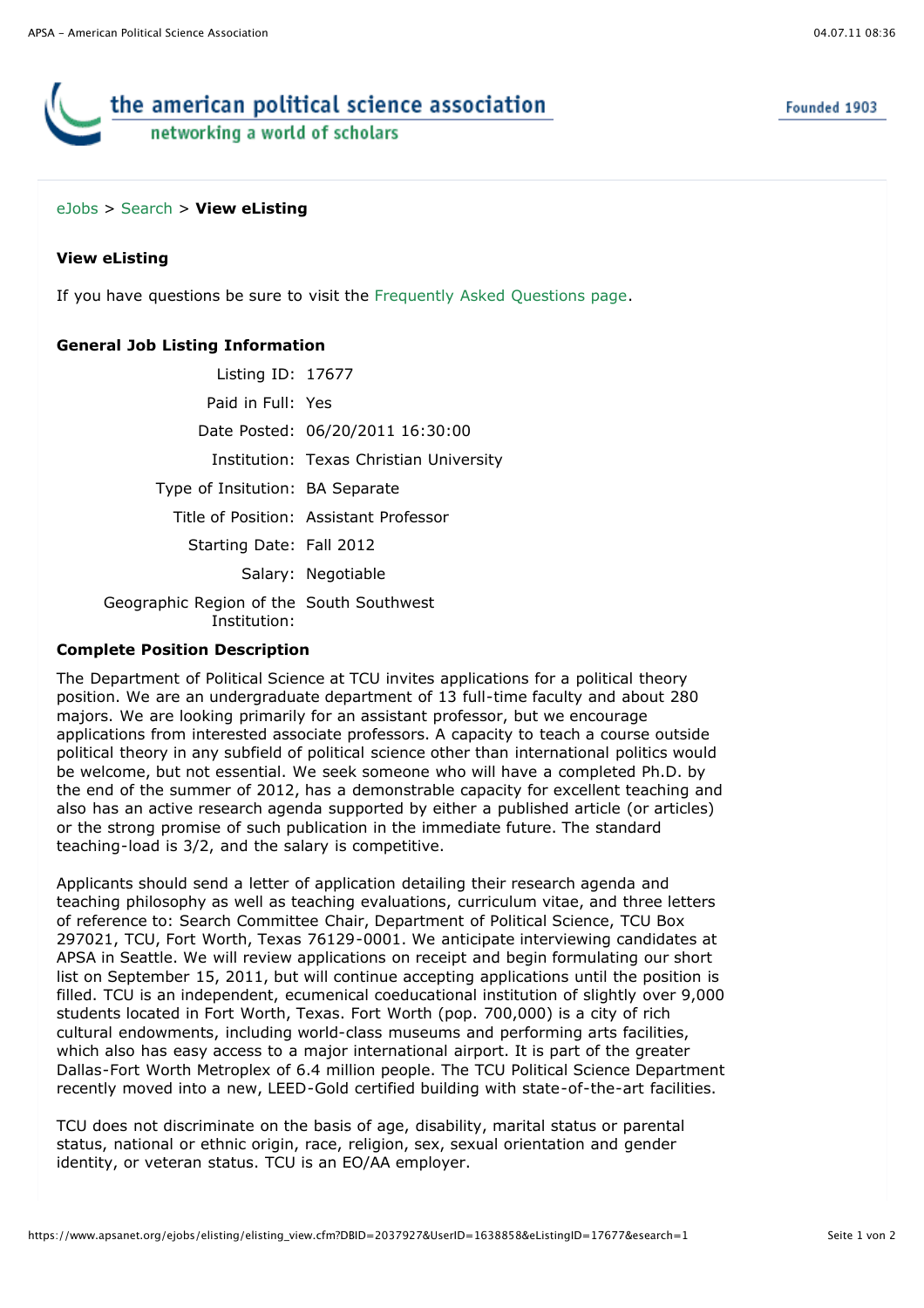the american political science association
networking a world of scholars

Founded 1903

eJobs > Search > **View eListing**

**View eListing**

If you have questions be sure to visit the Frequently Asked Questions page.

**General Job Listing Information**

| | |
|---|---|
| Listing ID: | 17677 |
| Paid in Full: | Yes |
| Date Posted: | 06/20/2011 16:30:00 |
| Institution: | Texas Christian University |
| Type of Insitution: | BA Separate |
| Title of Position: | Assistant Professor |
| Starting Date: | Fall 2012 |
| Salary: | Negotiable |
| Geographic Region of the Institution: | South Southwest |

**Complete Position Description**

The Department of Political Science at TCU invites applications for a political theory position. We are an undergraduate department of 13 full-time faculty and about 280 majors. We are looking primarily for an assistant professor, but we encourage applications from interested associate professors. A capacity to teach a course outside political theory in any subfield of political science other than international politics would be welcome, but not essential. We seek someone who will have a completed Ph.D. by the end of the summer of 2012, has a demonstrable capacity for excellent teaching and also has an active research agenda supported by either a published article (or articles) or the strong promise of such publication in the immediate future. The standard teaching-load is 3/2, and the salary is competitive.

Applicants should send a letter of application detailing their research agenda and teaching philosophy as well as teaching evaluations, curriculum vitae, and three letters of reference to: Search Committee Chair, Department of Political Science, TCU Box 297021, TCU, Fort Worth, Texas 76129-0001. We anticipate interviewing candidates at APSA in Seattle. We will review applications on receipt and begin formulating our short list on September 15, 2011, but will continue accepting applications until the position is filled. TCU is an independent, ecumenical coeducational institution of slightly over 9,000 students located in Fort Worth, Texas. Fort Worth (pop. 700,000) is a city of rich cultural endowments, including world-class museums and performing arts facilities, which also has easy access to a major international airport. It is part of the greater Dallas-Fort Worth Metroplex of 6.4 million people. The TCU Political Science Department recently moved into a new, LEED-Gold certified building with state-of-the-art facilities.

TCU does not discriminate on the basis of age, disability, marital status or parental status, national or ethnic origin, race, religion, sex, sexual orientation and gender identity, or veteran status. TCU is an EO/AA employer.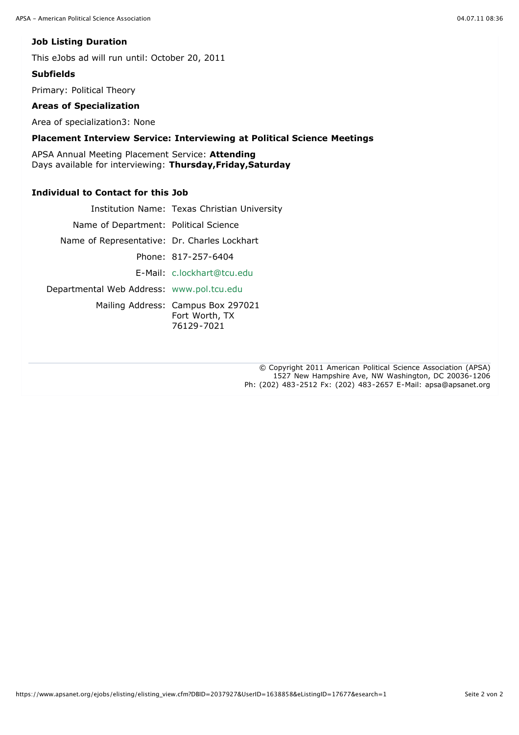**Job Listing Duration**

This eJobs ad will run until: October 20, 2011

**Subfields**

Primary: Political Theory

**Areas of Specialization**

Area of specialization3: None

**Placement Interview Service: Interviewing at Political Science Meetings**

APSA Annual Meeting Placement Service: **Attending**
Days available for interviewing: **Thursday,Friday,Saturday**

**Individual to Contact for this Job**

| | |
|---|---|
| Institution Name: | Texas Christian University |
| Name of Department: | Political Science |
| Name of Representative: | Dr. Charles Lockhart |
| Phone: | 817-257-6404 |
| E-Mail: | c.lockhart@tcu.edu |
| Departmental Web Address: | www.pol.tcu.edu |
| Mailing Address: | Campus Box 297021<br>Fort Worth, TX<br>76129-7021 |

© Copyright 2011 American Political Science Association (APSA)
1527 New Hampshire Ave, NW Washington, DC 20036-1206
Ph: (202) 483-2512 Fx: (202) 483-2657 E-Mail: apsa@apsanet.org